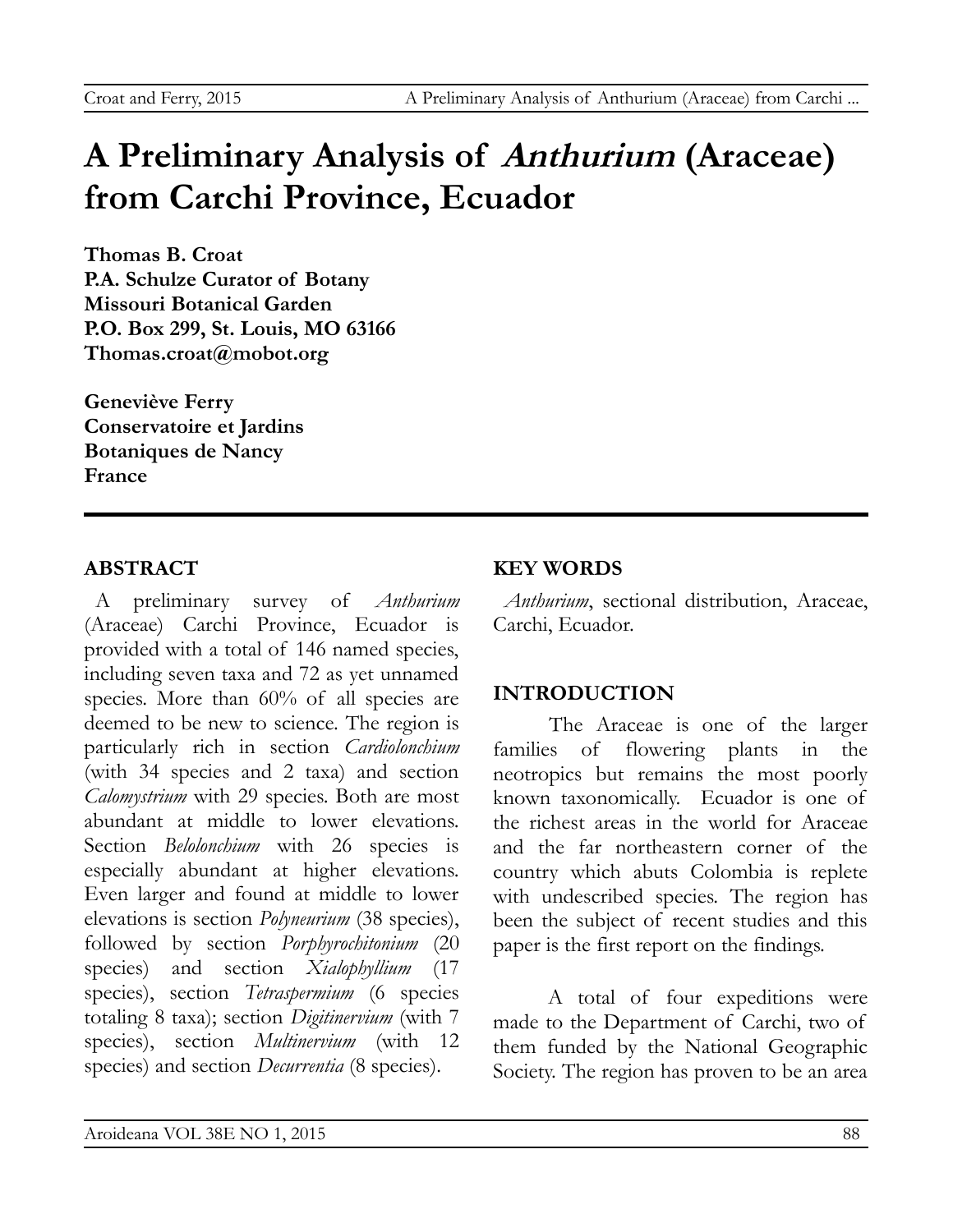# A Preliminary Analysis of *Anthurium* (Araceae) from Carchi Province, Ecuador

**Thomas B. Croat**
**P.A. Schulze Curator of Botany**
**Missouri Botanical Garden**
**P.O. Box 299, St. Louis, MO 63166**
**Thomas.croat@mobot.org**

**Geneviève Ferry**
**Conservatoire et Jardins**
**Botaniques de Nancy**
**France**

## ABSTRACT

A preliminary survey of *Anthurium* (Araceae) Carchi Province, Ecuador is provided with a total of 146 named species, including seven taxa and 72 as yet unnamed species. More than 60% of all species are deemed to be new to science. The region is particularly rich in section *Cardiolonchium* (with 34 species and 2 taxa) and section *Calomystrium* with 29 species. Both are most abundant at middle to lower elevations. Section *Belolonchium* with 26 species is especially abundant at higher elevations. Even larger and found at middle to lower elevations is section *Polyneurium* (38 species), followed by section *Porphyrochitonium* (20 species) and section *Xialophyllium* (17 species), section *Tetraspermium* (6 species totaling 8 taxa); section *Digitinervium* (with 7 species), section *Multinervium* (with 12 species) and section *Decurrentia* (8 species).

## KEY WORDS

*Anthurium*, sectional distribution, Araceae, Carchi, Ecuador.

## INTRODUCTION

The Araceae is one of the larger families of flowering plants in the neotropics but remains the most poorly known taxonomically. Ecuador is one of the richest areas in the world for Araceae and the far northeastern corner of the country which abuts Colombia is replete with undescribed species. The region has been the subject of recent studies and this paper is the first report on the findings.

A total of four expeditions were made to the Department of Carchi, two of them funded by the National Geographic Society. The region has proven to be an area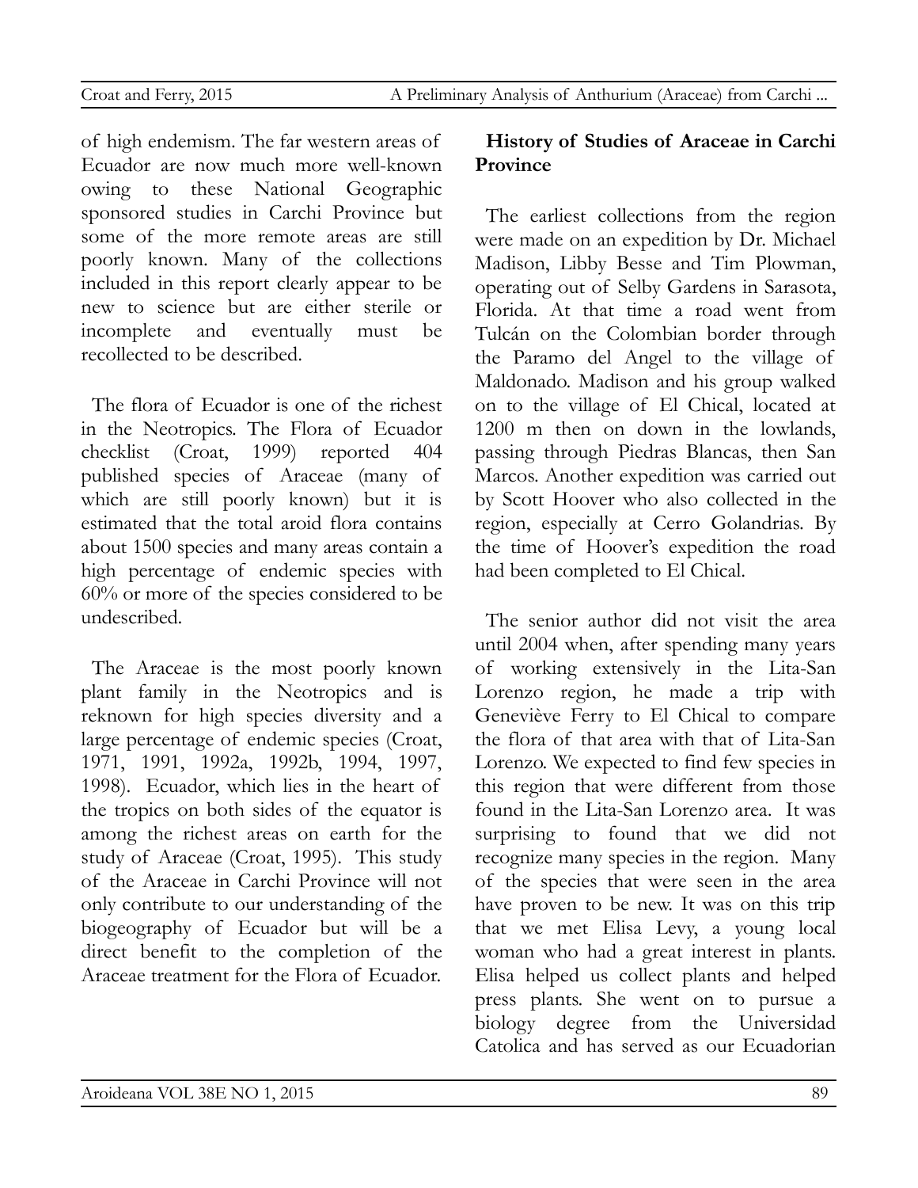of high endemism. The far western areas of Ecuador are now much more well-known owing to these National Geographic sponsored studies in Carchi Province but some of the more remote areas are still poorly known. Many of the collections included in this report clearly appear to be new to science but are either sterile or incomplete and eventually must be recollected to be described.

The flora of Ecuador is one of the richest in the Neotropics. The Flora of Ecuador checklist (Croat, 1999) reported 404 published species of Araceae (many of which are still poorly known) but it is estimated that the total aroid flora contains about 1500 species and many areas contain a high percentage of endemic species with 60% or more of the species considered to be undescribed.

The Araceae is the most poorly known plant family in the Neotropics and is reknown for high species diversity and a large percentage of endemic species (Croat, 1971, 1991, 1992a, 1992b, 1994, 1997, 1998). Ecuador, which lies in the heart of the tropics on both sides of the equator is among the richest areas on earth for the study of Araceae (Croat, 1995). This study of the Araceae in Carchi Province will not only contribute to our understanding of the biogeography of Ecuador but will be a direct benefit to the completion of the Araceae treatment for the Flora of Ecuador.

## History of Studies of Araceae in Carchi Province

The earliest collections from the region were made on an expedition by Dr. Michael Madison, Libby Besse and Tim Plowman, operating out of Selby Gardens in Sarasota, Florida. At that time a road went from Tulcán on the Colombian border through the Paramo del Angel to the village of Maldonado. Madison and his group walked on to the village of El Chical, located at 1200 m then on down in the lowlands, passing through Piedras Blancas, then San Marcos. Another expedition was carried out by Scott Hoover who also collected in the region, especially at Cerro Golandrias. By the time of Hoover's expedition the road had been completed to El Chical.

The senior author did not visit the area until 2004 when, after spending many years of working extensively in the Lita-San Lorenzo region, he made a trip with Geneviève Ferry to El Chical to compare the flora of that area with that of Lita-San Lorenzo. We expected to find few species in this region that were different from those found in the Lita-San Lorenzo area. It was surprising to found that we did not recognize many species in the region. Many of the species that were seen in the area have proven to be new. It was on this trip that we met Elisa Levy, a young local woman who had a great interest in plants. Elisa helped us collect plants and helped press plants. She went on to pursue a biology degree from the Universidad Catolica and has served as our Ecuadorian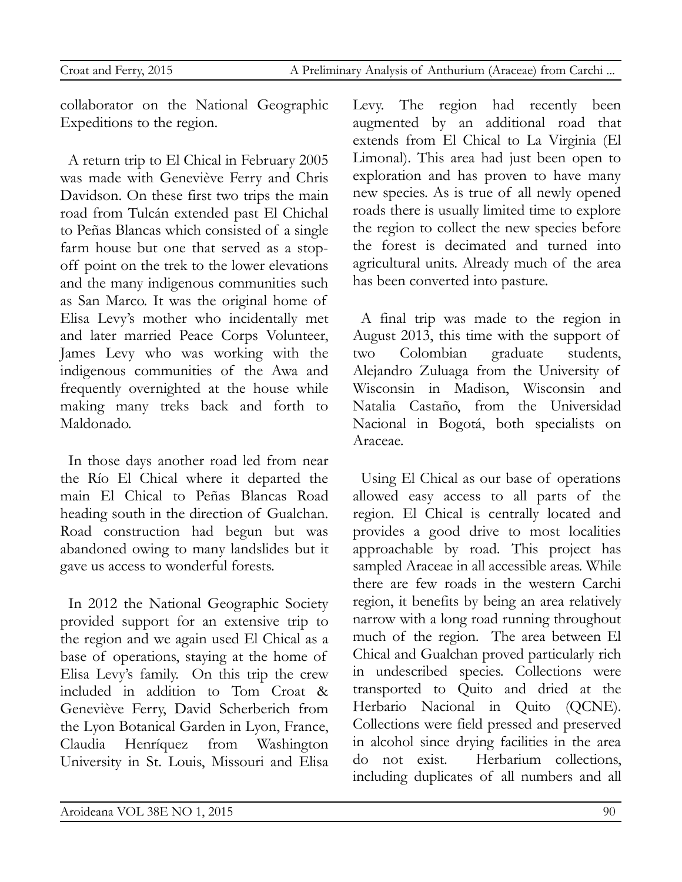collaborator on the National Geographic Expeditions to the region.

A return trip to El Chical in February 2005 was made with Geneviève Ferry and Chris Davidson. On these first two trips the main road from Tulcán extended past El Chichal to Peñas Blancas which consisted of a single farm house but one that served as a stop-off point on the trek to the lower elevations and the many indigenous communities such as San Marco. It was the original home of Elisa Levy's mother who incidentally met and later married Peace Corps Volunteer, James Levy who was working with the indigenous communities of the Awa and frequently overnighted at the house while making many treks back and forth to Maldonado.

In those days another road led from near the Río El Chical where it departed the main El Chical to Peñas Blancas Road heading south in the direction of Gualchan. Road construction had begun but was abandoned owing to many landslides but it gave us access to wonderful forests.

In 2012 the National Geographic Society provided support for an extensive trip to the region and we again used El Chical as a base of operations, staying at the home of Elisa Levy's family. On this trip the crew included in addition to Tom Croat & Geneviève Ferry, David Scherberich from the Lyon Botanical Garden in Lyon, France, Claudia Henríquez from Washington University in St. Louis, Missouri and Elisa Levy. The region had recently been augmented by an additional road that extends from El Chical to La Virginia (El Limonal). This area had just been open to exploration and has proven to have many new species. As is true of all newly opened roads there is usually limited time to explore the region to collect the new species before the forest is decimated and turned into agricultural units. Already much of the area has been converted into pasture.

A final trip was made to the region in August 2013, this time with the support of two Colombian graduate students, Alejandro Zuluaga from the University of Wisconsin in Madison, Wisconsin and Natalia Castaño, from the Universidad Nacional in Bogotá, both specialists on Araceae.

Using El Chical as our base of operations allowed easy access to all parts of the region. El Chical is centrally located and provides a good drive to most localities approachable by road. This project has sampled Araceae in all accessible areas. While there are few roads in the western Carchi region, it benefits by being an area relatively narrow with a long road running throughout much of the region. The area between El Chical and Gualchan proved particularly rich in undescribed species. Collections were transported to Quito and dried at the Herbario Nacional in Quito (QCNE). Collections were field pressed and preserved in alcohol since drying facilities in the area do not exist. Herbarium collections, including duplicates of all numbers and all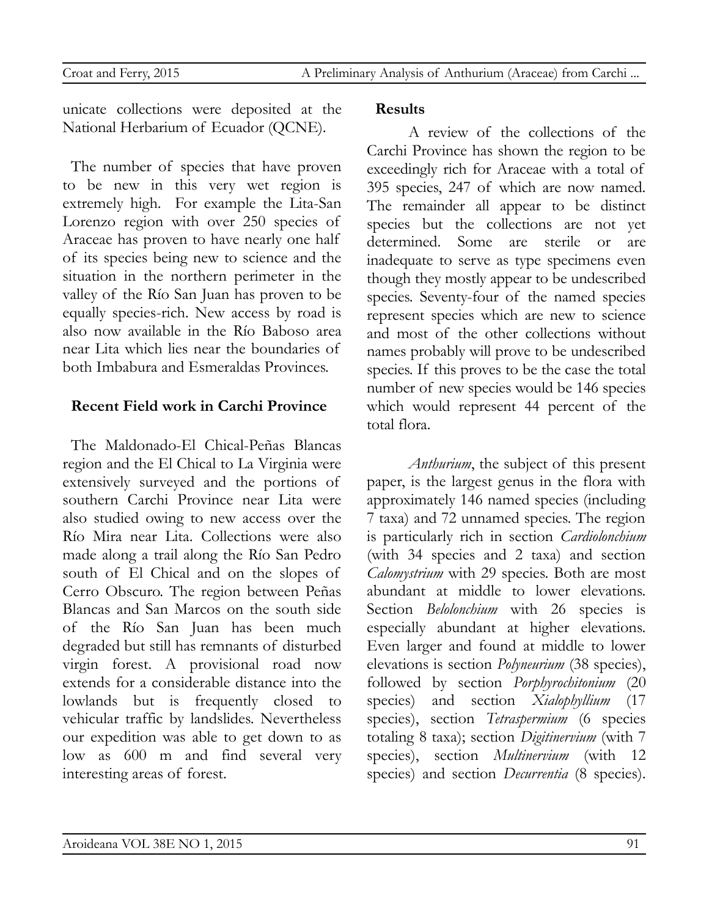unicate collections were deposited at the National Herbarium of Ecuador (QCNE).

The number of species that have proven to be new in this very wet region is extremely high. For example the Lita-San Lorenzo region with over 250 species of Araceae has proven to have nearly one half of its species being new to science and the situation in the northern perimeter in the valley of the Río San Juan has proven to be equally species-rich. New access by road is also now available in the Río Baboso area near Lita which lies near the boundaries of both Imbabura and Esmeraldas Provinces.

**Recent Field work in Carchi Province**

The Maldonado-El Chical-Peñas Blancas region and the El Chical to La Virginia were extensively surveyed and the portions of southern Carchi Province near Lita were also studied owing to new access over the Río Mira near Lita. Collections were also made along a trail along the Río San Pedro south of El Chical and on the slopes of Cerro Obscuro. The region between Peñas Blancas and San Marcos on the south side of the Río San Juan has been much degraded but still has remnants of disturbed virgin forest. A provisional road now extends for a considerable distance into the lowlands but is frequently closed to vehicular traffic by landslides. Nevertheless our expedition was able to get down to as low as 600 m and find several very interesting areas of forest.

**Results**

A review of the collections of the Carchi Province has shown the region to be exceedingly rich for Araceae with a total of 395 species, 247 of which are now named. The remainder all appear to be distinct species but the collections are not yet determined. Some are sterile or are inadequate to serve as type specimens even though they mostly appear to be undescribed species. Seventy-four of the named species represent species which are new to science and most of the other collections without names probably will prove to be undescribed species. If this proves to be the case the total number of new species would be 146 species which would represent 44 percent of the total flora.

*Anthurium*, the subject of this present paper, is the largest genus in the flora with approximately 146 named species (including 7 taxa) and 72 unnamed species. The region is particularly rich in section *Cardiolonchium* (with 34 species and 2 taxa) and section *Calomystrium* with 29 species. Both are most abundant at middle to lower elevations. Section *Belolonchium* with 26 species is especially abundant at higher elevations. Even larger and found at middle to lower elevations is section *Polyneurium* (38 species), followed by section *Porphyrochitonium* (20 species) and section *Xialophyllium* (17 species), section *Tetraspermium* (6 species totaling 8 taxa); section *Digitinervium* (with 7 species), section *Multinervium* (with 12 species) and section *Decurrentia* (8 species).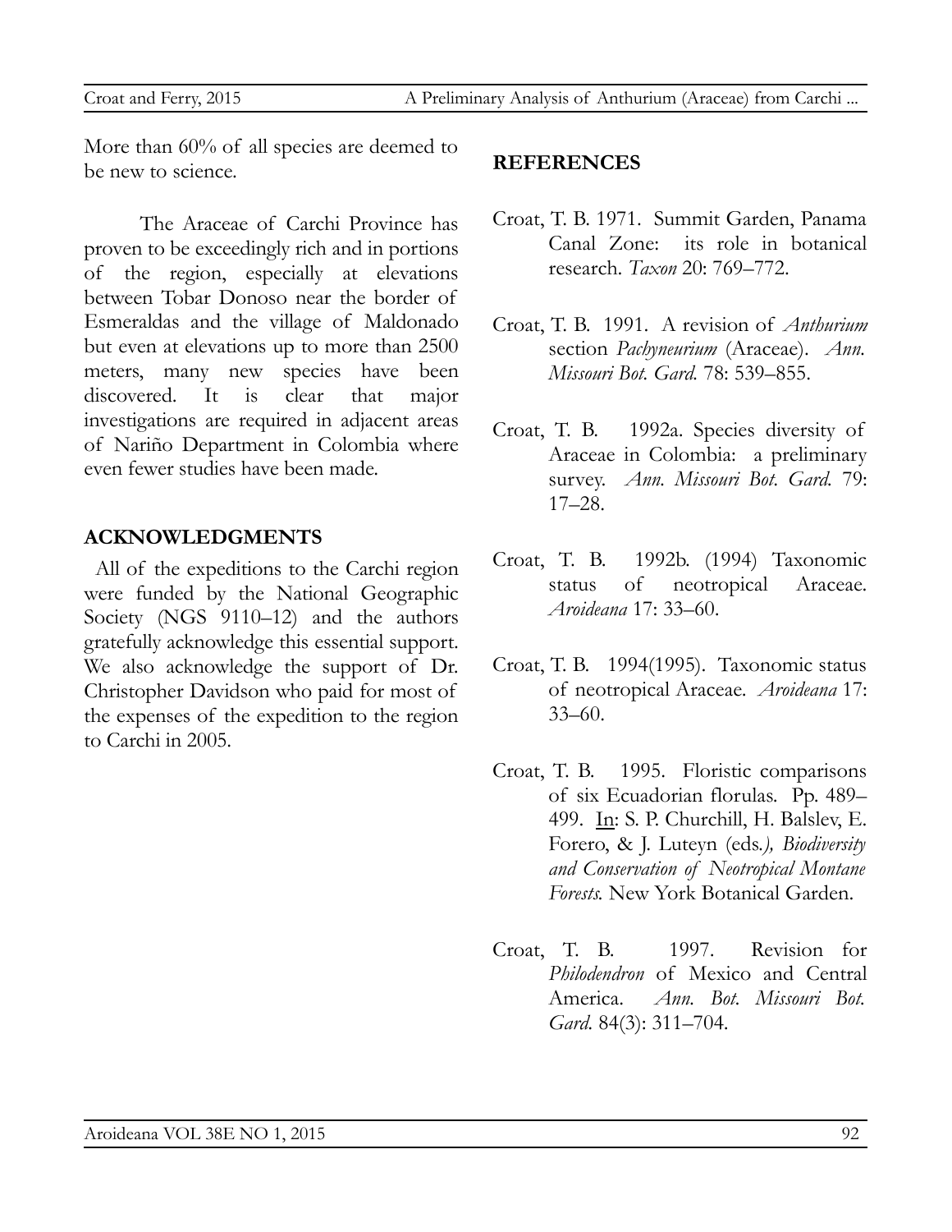More than 60% of all species are deemed to be new to science.

The Araceae of Carchi Province has proven to be exceedingly rich and in portions of the region, especially at elevations between Tobar Donoso near the border of Esmeraldas and the village of Maldonado but even at elevations up to more than 2500 meters, many new species have been discovered. It is clear that major investigations are required in adjacent areas of Nariño Department in Colombia where even fewer studies have been made.

## ACKNOWLEDGMENTS

All of the expeditions to the Carchi region were funded by the National Geographic Society (NGS 9110–12) and the authors gratefully acknowledge this essential support. We also acknowledge the support of Dr. Christopher Davidson who paid for most of the expenses of the expedition to the region to Carchi in 2005.

## REFERENCES

Croat, T. B. 1971. Summit Garden, Panama Canal Zone: its role in botanical research. *Taxon* 20: 769–772.

Croat, T. B. 1991. A revision of *Anthurium* section *Pachyneurium* (Araceae). *Ann. Missouri Bot. Gard.* 78: 539–855.

Croat, T. B. 1992a. Species diversity of Araceae in Colombia: a preliminary survey. *Ann. Missouri Bot. Gard.* 79: 17–28.

Croat, T. B. 1992b. (1994) Taxonomic status of neotropical Araceae. *Aroideana* 17: 33–60.

Croat, T. B. 1994(1995). Taxonomic status of neotropical Araceae. *Aroideana* 17: 33–60.

Croat, T. B. 1995. Floristic comparisons of six Ecuadorian florulas. Pp. 489–499. In: S. P. Churchill, H. Balslev, E. Forero, & J. Luteyn (eds.), *Biodiversity and Conservation of Neotropical Montane Forests.* New York Botanical Garden.

Croat, T. B. 1997. Revision for *Philodendron* of Mexico and Central America. *Ann. Bot. Missouri Bot. Gard.* 84(3): 311–704.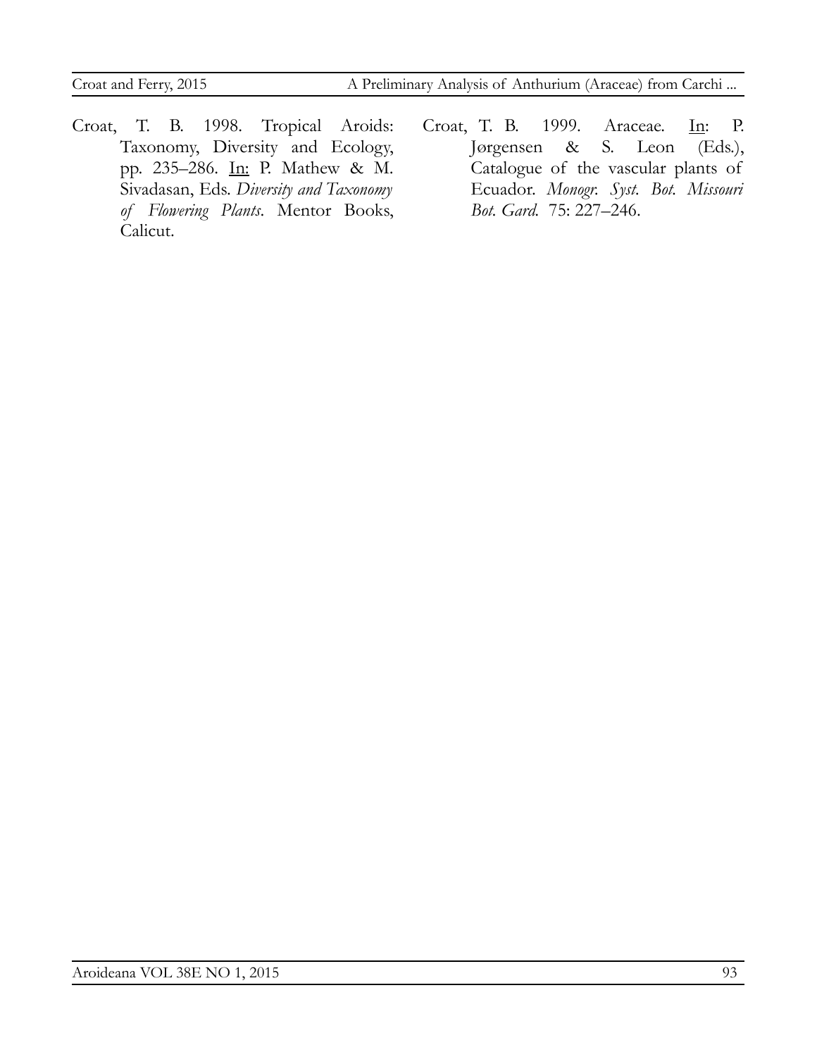Croat, T. B. 1998. Tropical Aroids: Taxonomy, Diversity and Ecology, pp. 235–286. In: P. Mathew & M. Sivadasan, Eds. *Diversity and Taxonomy of Flowering Plants*. Mentor Books, Calicut.

Croat, T. B. 1999. Araceae. In: P. Jørgensen & S. Leon (Eds.), Catalogue of the vascular plants of Ecuador. *Monogr. Syst. Bot. Missouri Bot. Gard.* 75: 227–246.